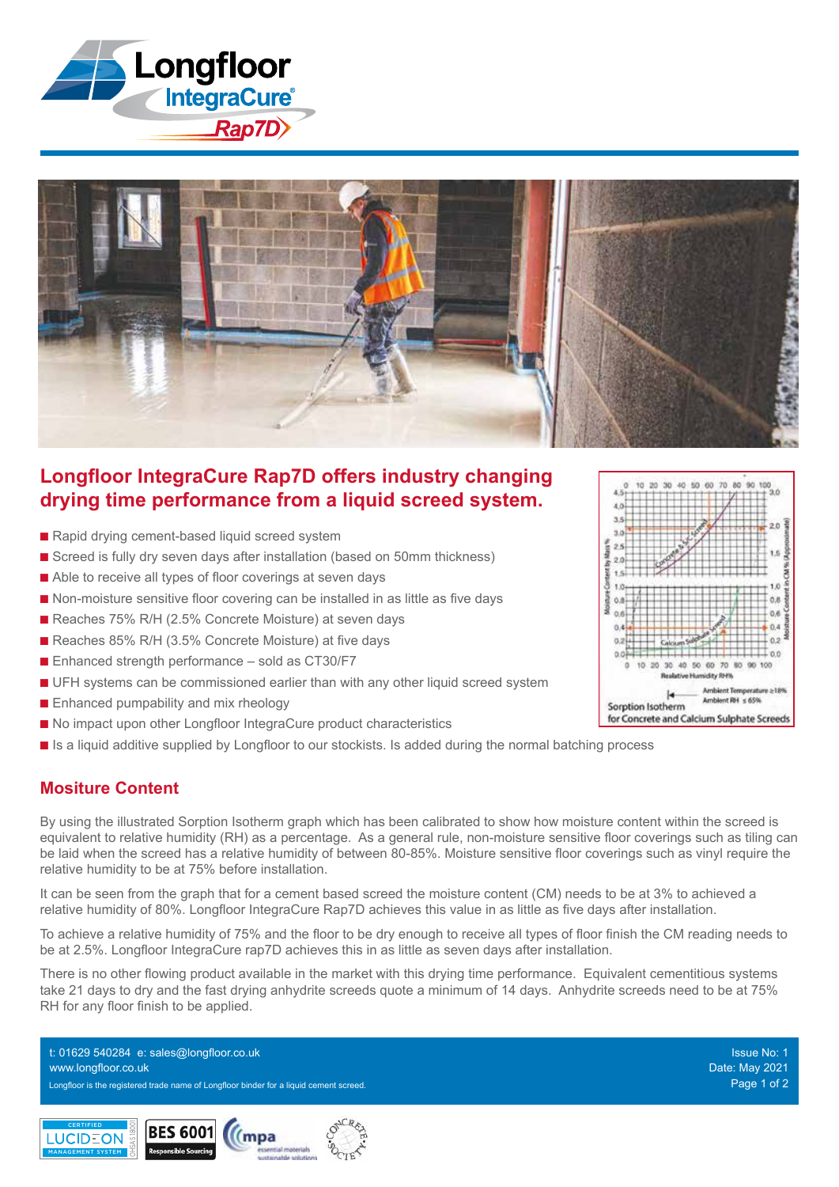## Longfloor IntegraCure Rap7D offers industry changing drying time performance from a liquid screed system.

- Rapid drying cement-based liquid screed system
- Screed is fully dry seven days after installation (based on 50mm thickness)
- Able to receive all types of floor coverings at seven days
- Non-moisture sensitive floor covering can be installed in as little as five days
- Reaches 75% R/H (2.5% Concrete Moisture) at seven days
- Reaches 85% R/H (3.5% Concrete Moisture) at five days
- Enhanced strength performance – sold as CT30/F7
- UFH systems can be commissioned earlier than with any other liquid screed system
- Enhanced pumpability and mix rheology
- No impact upon other Longfloor IntegraCure product characteristics
- Is a liquid additive supplied by Longfloor to our stockists. Is added during the normal batching process

Sorption Isotherm for Concrete and Calcium Sulphate Screeds

## Mositure Content

By using the illustrated Sorption Isotherm graph which has been calibrated to show how moisture content within the screed is equivalent to relative humidity (RH) as a percentage. As a general rule, non-moisture sensitive floor coverings such as tiling can be laid when the screed has a relative humidity of between 80-85%. Moisture sensitive floor coverings such as vinyl require the relative humidity to be at 75% before installation.

It can be seen from the graph that for a cement based screed the moisture content (CM) needs to be at 3% to achieved a relative humidity of 80%. Longfloor IntegraCure Rap7D achieves this value in as little as five days after installation.

To achieve a relative humidity of 75% and the floor to be dry enough to receive all types of floor finish the CM reading needs to be at 2.5%. Longfloor IntegraCure rap7D achieves this in as little as seven days after installation.

There is no other flowing product available in the market with this drying time performance. Equivalent cementitious systems take 21 days to dry and the fast drying anhydrite screeds quote a minimum of 14 days. Anhydrite screeds need to be at 75% RH for any floor finish to be applied.

t: 01629 540284 e: sales@longfloor.co.uk
www.longfloor.co.uk
Longfloor is the registered trade name of Longfloor binder for a liquid cement screed.

Issue No: 1
Date: May 2021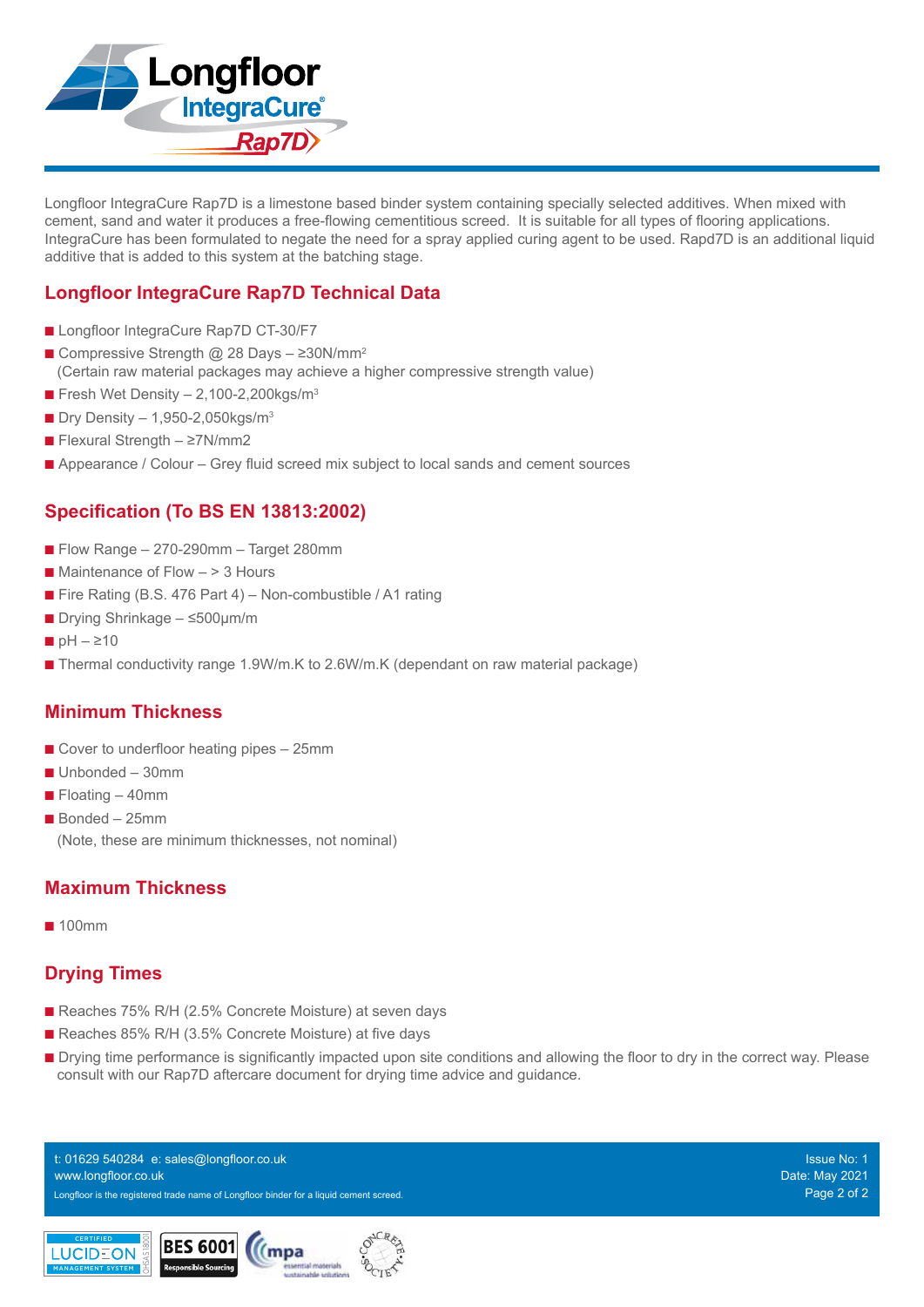Longfloor IntegraCure Rap7D is a limestone based binder system containing specially selected additives. When mixed with cement, sand and water it produces a free-flowing cementitious screed. It is suitable for all types of flooring applications. IntegraCure has been formulated to negate the need for a spray applied curing agent to be used. Rapd7D is an additional liquid additive that is added to this system at the batching stage.

## Longfloor IntegraCure Rap7D Technical Data

- Longfloor IntegraCure Rap7D CT-30/F7
- Compressive Strength @ 28 Days – ≥30N/mm²
  (Certain raw material packages may achieve a higher compressive strength value)
- Fresh Wet Density – 2,100-2,200kgs/m³
- Dry Density – 1,950-2,050kgs/m³
- Flexural Strength – ≥7N/mm2
- Appearance / Colour – Grey fluid screed mix subject to local sands and cement sources

## Specification (To BS EN 13813:2002)

- Flow Range – 270-290mm – Target 280mm
- Maintenance of Flow – > 3 Hours
- Fire Rating (B.S. 476 Part 4) – Non-combustible / A1 rating
- Drying Shrinkage – ≤500µm/m
- pH – ≥10
- Thermal conductivity range 1.9W/m.K to 2.6W/m.K (dependant on raw material package)

## Minimum Thickness

- Cover to underfloor heating pipes – 25mm
- Unbonded – 30mm
- Floating – 40mm
- Bonded – 25mm
  (Note, these are minimum thicknesses, not nominal)

## Maximum Thickness

- 100mm

## Drying Times

- Reaches 75% R/H (2.5% Concrete Moisture) at seven days
- Reaches 85% R/H (3.5% Concrete Moisture) at five days
- Drying time performance is significantly impacted upon site conditions and allowing the floor to dry in the correct way. Please consult with our Rap7D aftercare document for drying time advice and guidance.

t: 01629 540284 e: sales@longfloor.co.uk
www.longfloor.co.uk
Longfloor is the registered trade name of Longfloor binder for a liquid cement screed.

Issue No: 1
Date: May 2021